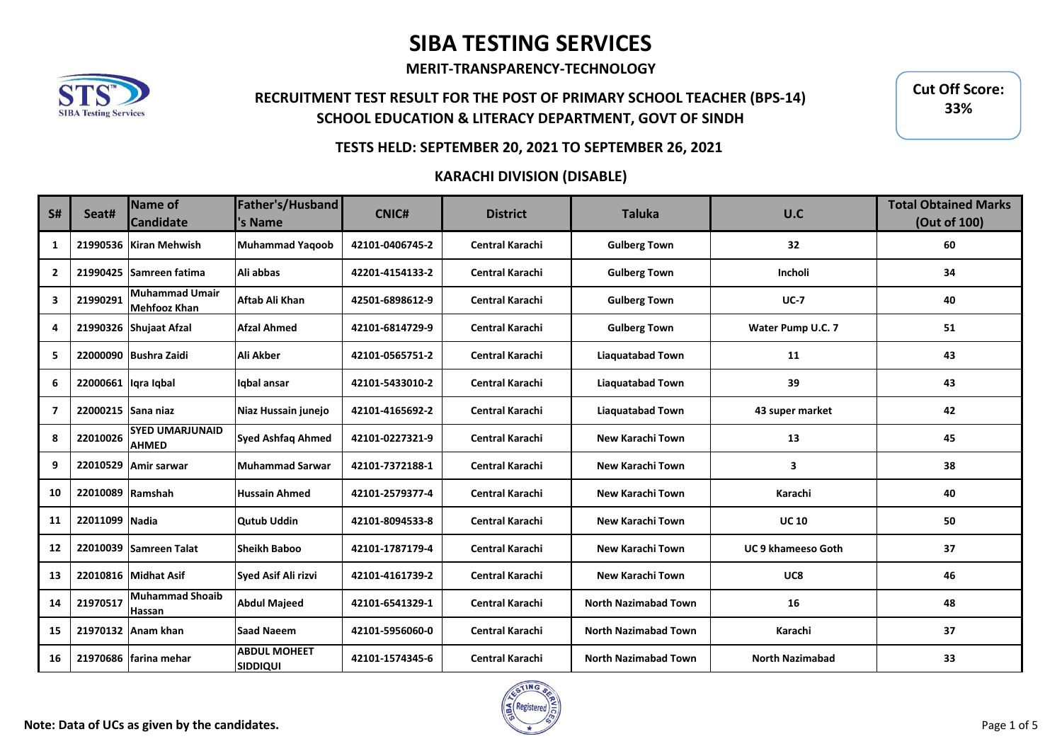# SIBA TESTING SERVICES

**MERIT-TRANSPARENCY-TECHNOLOGY**

**RECRUITMENT TEST RESULT FOR THE POST OF PRIMARY SCHOOL TEACHER (BPS-14)**
**SCHOOL EDUCATION & LITERACY DEPARTMENT, GOVT OF SINDH**

**Cut Off Score: 33%**

**TESTS HELD: SEPTEMBER 20, 2021 TO SEPTEMBER 26, 2021**

**KARACHI DIVISION (DISABLE)**

| S# | Seat# | Name of Candidate | Father's/Husband's Name | CNIC# | District | Taluka | U.C | Total Obtained Marks (Out of 100) |
|---|---|---|---|---|---|---|---|---|
| 1 | 21990536 | Kiran Mehwish | Muhammad Yaqoob | 42101-0406745-2 | Central Karachi | Gulberg Town | 32 | 60 |
| 2 | 21990425 | Samreen fatima | Ali abbas | 42201-4154133-2 | Central Karachi | Gulberg Town | Incholi | 34 |
| 3 | 21990291 | Muhammad Umair Mehfooz Khan | Aftab Ali Khan | 42501-6898612-9 | Central Karachi | Gulberg Town | UC-7 | 40 |
| 4 | 21990326 | Shujaat Afzal | Afzal Ahmed | 42101-6814729-9 | Central Karachi | Gulberg Town | Water Pump U.C. 7 | 51 |
| 5 | 22000090 | Bushra Zaidi | Ali Akber | 42101-0565751-2 | Central Karachi | Liaquatabad Town | 11 | 43 |
| 6 | 22000661 | Iqra Iqbal | Iqbal ansar | 42101-5433010-2 | Central Karachi | Liaquatabad Town | 39 | 43 |
| 7 | 22000215 | Sana niaz | Niaz Hussain junejo | 42101-4165692-2 | Central Karachi | Liaquatabad Town | 43 super market | 42 |
| 8 | 22010026 | SYED UMARJUNAID AHMED | Syed Ashfaq Ahmed | 42101-0227321-9 | Central Karachi | New Karachi Town | 13 | 45 |
| 9 | 22010529 | Amir sarwar | Muhammad Sarwar | 42101-7372188-1 | Central Karachi | New Karachi Town | 3 | 38 |
| 10 | 22010089 | Ramshah | Hussain Ahmed | 42101-2579377-4 | Central Karachi | New Karachi Town | Karachi | 40 |
| 11 | 22011099 | Nadia | Qutub Uddin | 42101-8094533-8 | Central Karachi | New Karachi Town | UC 10 | 50 |
| 12 | 22010039 | Samreen Talat | Sheikh Baboo | 42101-1787179-4 | Central Karachi | New Karachi Town | UC 9 khameeso Goth | 37 |
| 13 | 22010816 | Midhat Asif | Syed Asif Ali rizvi | 42101-4161739-2 | Central Karachi | New Karachi Town | UC8 | 46 |
| 14 | 21970517 | Muhammad Shoaib Hassan | Abdul Majeed | 42101-6541329-1 | Central Karachi | North Nazimabad Town | 16 | 48 |
| 15 | 21970132 | Anam khan | Saad Naeem | 42101-5956060-0 | Central Karachi | North Nazimabad Town | Karachi | 37 |
| 16 | 21970686 | farina mehar | ABDUL MOHEET SIDDIQUI | 42101-1574345-6 | Central Karachi | North Nazimabad Town | North Nazimabad | 33 |

**Note: Data of UCs as given by the candidates.**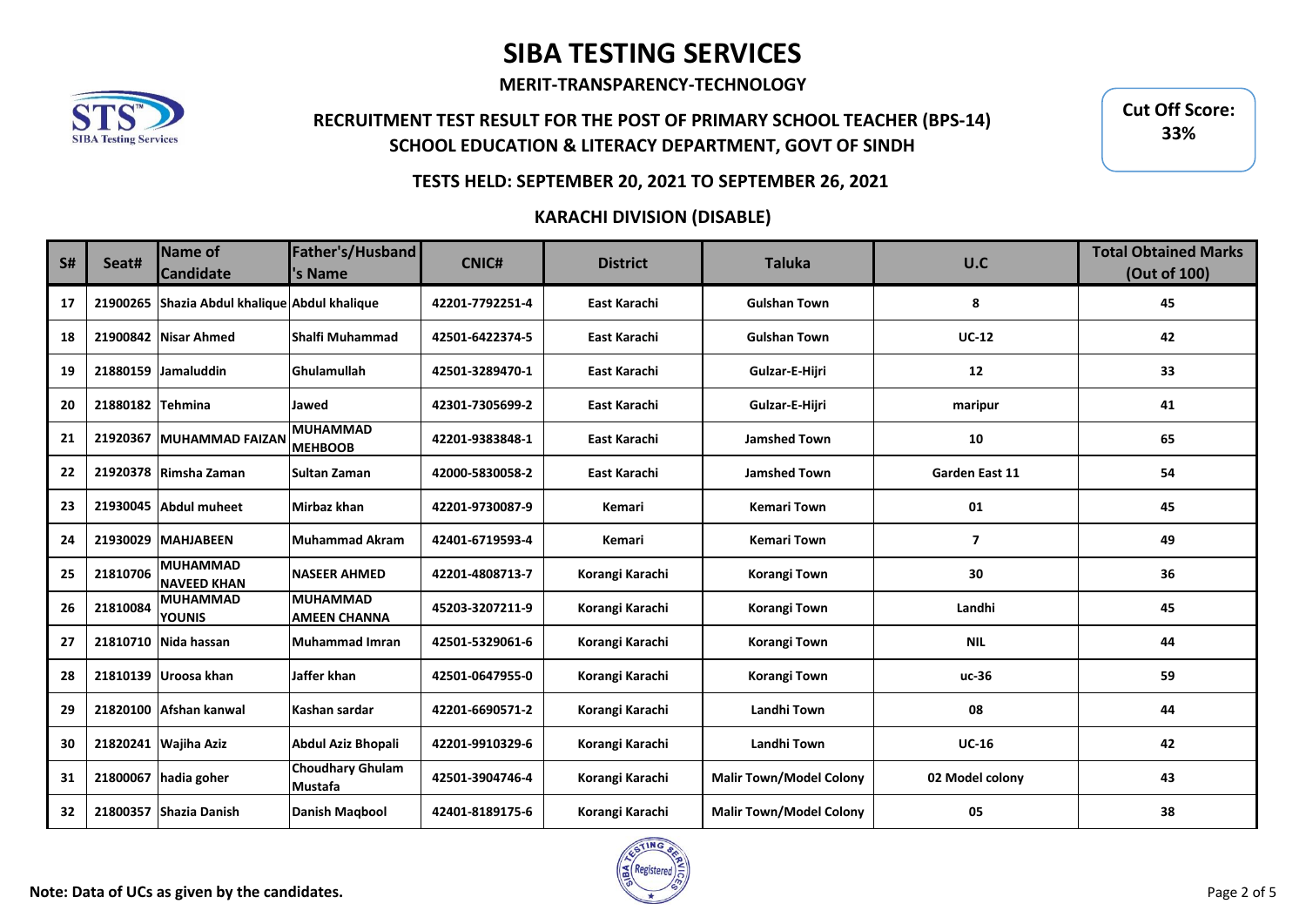# SIBA TESTING SERVICES

**MERIT-TRANSPARENCY-TECHNOLOGY**

## RECRUITMENT TEST RESULT FOR THE POST OF PRIMARY SCHOOL TEACHER (BPS-14)
## SCHOOL EDUCATION & LITERACY DEPARTMENT, GOVT OF SINDH

**Cut Off Score: 33%**

### TESTS HELD: SEPTEMBER 20, 2021 TO SEPTEMBER 26, 2021

### KARACHI DIVISION (DISABLE)

| S# | Seat# | Name of Candidate | Father's/Husband's Name | CNIC# | District | Taluka | U.C | Total Obtained Marks (Out of 100) |
|---|---|---|---|---|---|---|---|---|
| 17 | 21900265 | Shazia Abdul khalique | Abdul khalique | 42201-7792251-4 | East Karachi | Gulshan Town | 8 | 45 |
| 18 | 21900842 | Nisar Ahmed | Shalfi Muhammad | 42501-6422374-5 | East Karachi | Gulshan Town | UC-12 | 42 |
| 19 | 21880159 | Jamaluddin | Ghulamullah | 42501-3289470-1 | East Karachi | Gulzar-E-Hijri | 12 | 33 |
| 20 | 21880182 | Tehmina | Jawed | 42301-7305699-2 | East Karachi | Gulzar-E-Hijri | maripur | 41 |
| 21 | 21920367 | MUHAMMAD FAIZAN | MUHAMMAD MEHBOOB | 42201-9383848-1 | East Karachi | Jamshed Town | 10 | 65 |
| 22 | 21920378 | Rimsha Zaman | Sultan Zaman | 42000-5830058-2 | East Karachi | Jamshed Town | Garden East 11 | 54 |
| 23 | 21930045 | Abdul muheet | Mirbaz khan | 42201-9730087-9 | Kemari | Kemari Town | 01 | 45 |
| 24 | 21930029 | MAHJABEEN | Muhammad Akram | 42401-6719593-4 | Kemari | Kemari Town | 7 | 49 |
| 25 | 21810706 | MUHAMMAD NAVEED KHAN | NASEER AHMED | 42201-4808713-7 | Korangi Karachi | Korangi Town | 30 | 36 |
| 26 | 21810084 | MUHAMMAD YOUNIS | MUHAMMAD AMEEN CHANNA | 45203-3207211-9 | Korangi Karachi | Korangi Town | Landhi | 45 |
| 27 | 21810710 | Nida hassan | Muhammad Imran | 42501-5329061-6 | Korangi Karachi | Korangi Town | NIL | 44 |
| 28 | 21810139 | Uroosa khan | Jaffer khan | 42501-0647955-0 | Korangi Karachi | Korangi Town | uc-36 | 59 |
| 29 | 21820100 | Afshan kanwal | Kashan sardar | 42201-6690571-2 | Korangi Karachi | Landhi Town | 08 | 44 |
| 30 | 21820241 | Wajiha Aziz | Abdul Aziz Bhopali | 42201-9910329-6 | Korangi Karachi | Landhi Town | UC-16 | 42 |
| 31 | 21800067 | hadia goher | Choudhary Ghulam Mustafa | 42501-3904746-4 | Korangi Karachi | Malir Town/Model Colony | 02 Model colony | 43 |
| 32 | 21800357 | Shazia Danish | Danish Maqbool | 42401-8189175-6 | Korangi Karachi | Malir Town/Model Colony | 05 | 38 |

**Note: Data of UCs as given by the candidates.**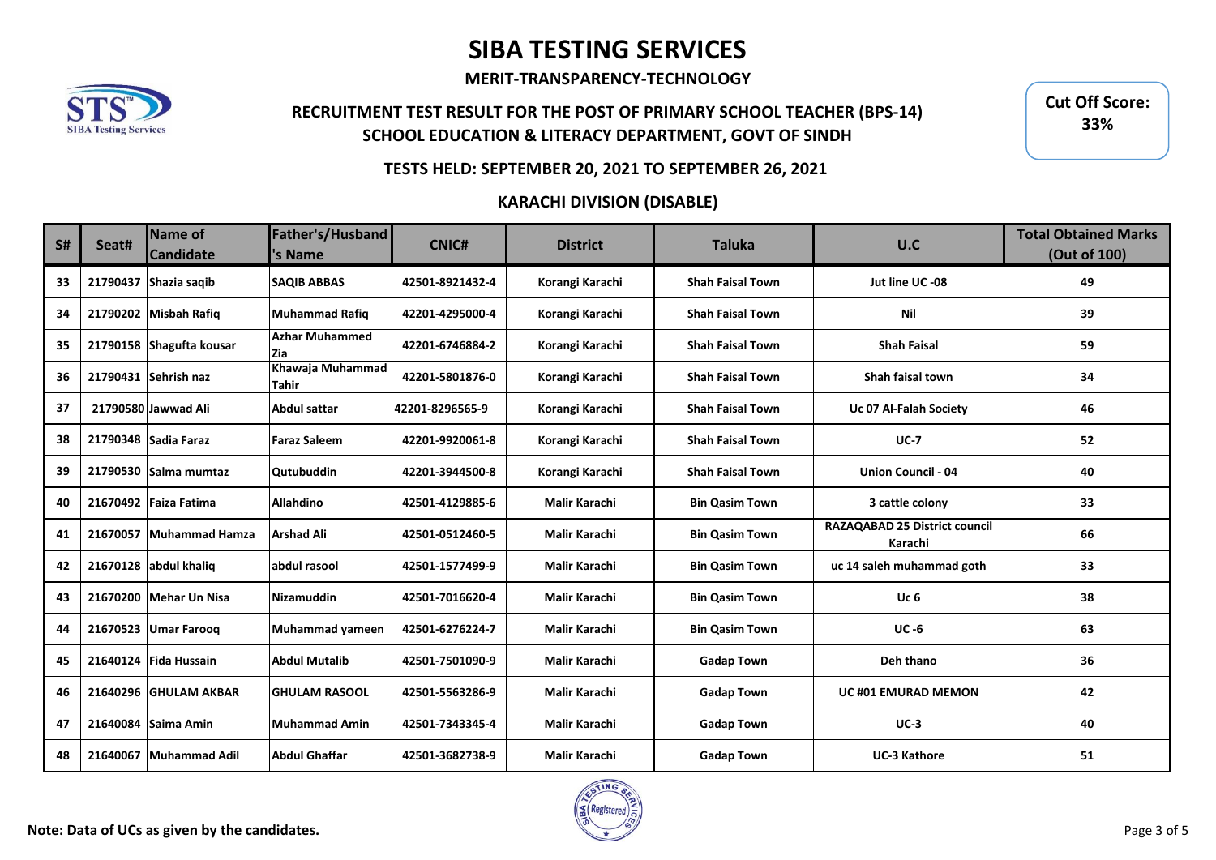# SIBA TESTING SERVICES

**MERIT-TRANSPARENCY-TECHNOLOGY**

## RECRUITMENT TEST RESULT FOR THE POST OF PRIMARY SCHOOL TEACHER (BPS-14)
## SCHOOL EDUCATION & LITERACY DEPARTMENT, GOVT OF SINDH

**Cut Off Score: 33%**

### TESTS HELD: SEPTEMBER 20, 2021 TO SEPTEMBER 26, 2021

### KARACHI DIVISION (DISABLE)

| S# | Seat# | Name of Candidate | Father's/Husband's Name | CNIC# | District | Taluka | U.C | Total Obtained Marks (Out of 100) |
|---|---|---|---|---|---|---|---|---|
| 33 | 21790437 | Shazia saqib | SAQIB ABBAS | 42501-8921432-4 | Korangi Karachi | Shah Faisal Town | Jut line UC -08 | 49 |
| 34 | 21790202 | Misbah Rafiq | Muhammad Rafiq | 42201-4295000-4 | Korangi Karachi | Shah Faisal Town | Nil | 39 |
| 35 | 21790158 | Shagufta kousar | Azhar Muhammed Zia | 42201-6746884-2 | Korangi Karachi | Shah Faisal Town | Shah Faisal | 59 |
| 36 | 21790431 | Sehrish naz | Khawaja Muhammad Tahir | 42201-5801876-0 | Korangi Karachi | Shah Faisal Town | Shah faisal town | 34 |
| 37 | 21790580 | Jawwad Ali | Abdul sattar | 42201-8296565-9 | Korangi Karachi | Shah Faisal Town | Uc 07 Al-Falah Society | 46 |
| 38 | 21790348 | Sadia Faraz | Faraz Saleem | 42201-9920061-8 | Korangi Karachi | Shah Faisal Town | UC-7 | 52 |
| 39 | 21790530 | Salma mumtaz | Qutubuddin | 42201-3944500-8 | Korangi Karachi | Shah Faisal Town | Union Council - 04 | 40 |
| 40 | 21670492 | Faiza Fatima | Allahdino | 42501-4129885-6 | Malir Karachi | Bin Qasim Town | 3 cattle colony | 33 |
| 41 | 21670057 | Muhammad Hamza | Arshad Ali | 42501-0512460-5 | Malir Karachi | Bin Qasim Town | RAZAQABAD 25 District council Karachi | 66 |
| 42 | 21670128 | abdul khaliq | abdul rasool | 42501-1577499-9 | Malir Karachi | Bin Qasim Town | uc 14 saleh muhammad goth | 33 |
| 43 | 21670200 | Mehar Un Nisa | Nizamuddin | 42501-7016620-4 | Malir Karachi | Bin Qasim Town | Uc 6 | 38 |
| 44 | 21670523 | Umar Farooq | Muhammad yameen | 42501-6276224-7 | Malir Karachi | Bin Qasim Town | UC -6 | 63 |
| 45 | 21640124 | Fida Hussain | Abdul Mutalib | 42501-7501090-9 | Malir Karachi | Gadap Town | Deh thano | 36 |
| 46 | 21640296 | GHULAM AKBAR | GHULAM RASOOL | 42501-5563286-9 | Malir Karachi | Gadap Town | UC #01 EMURAD MEMON | 42 |
| 47 | 21640084 | Saima Amin | Muhammad Amin | 42501-7343345-4 | Malir Karachi | Gadap Town | UC-3 | 40 |
| 48 | 21640067 | Muhammad Adil | Abdul Ghaffar | 42501-3682738-9 | Malir Karachi | Gadap Town | UC-3 Kathore | 51 |

**Note: Data of UCs as given by the candidates.**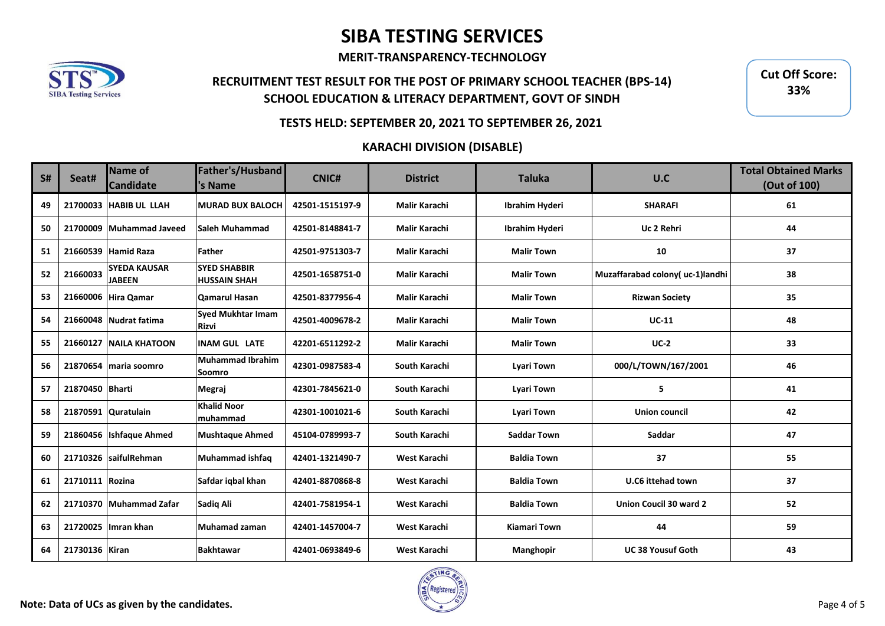# SIBA TESTING SERVICES

**MERIT-TRANSPARENCY-TECHNOLOGY**

## RECRUITMENT TEST RESULT FOR THE POST OF PRIMARY SCHOOL TEACHER (BPS-14)
## SCHOOL EDUCATION & LITERACY DEPARTMENT, GOVT OF SINDH

**Cut Off Score: 33%**

### TESTS HELD: SEPTEMBER 20, 2021 TO SEPTEMBER 26, 2021

### KARACHI DIVISION (DISABLE)

| S# | Seat# | Name of Candidate | Father's/Husband's Name | CNIC# | District | Taluka | U.C | Total Obtained Marks (Out of 100) |
|---|---|---|---|---|---|---|---|---|
| 49 | 21700033 | HABIB UL LLAH | MURAD BUX BALOCH | 42501-1515197-9 | Malir Karachi | Ibrahim Hyderi | SHARAFI | 61 |
| 50 | 21700009 | Muhammad Javeed | Saleh Muhammad | 42501-8148841-7 | Malir Karachi | Ibrahim Hyderi | Uc 2 Rehri | 44 |
| 51 | 21660539 | Hamid Raza | Father | 42501-9751303-7 | Malir Karachi | Malir Town | 10 | 37 |
| 52 | 21660033 | SYEDA KAUSAR JABEEN | SYED SHABBIR HUSSAIN SHAH | 42501-1658751-0 | Malir Karachi | Malir Town | Muzaffarabad colony( uc-1)landhi | 38 |
| 53 | 21660006 | Hira Qamar | Qamarul Hasan | 42501-8377956-4 | Malir Karachi | Malir Town | Rizwan Society | 35 |
| 54 | 21660048 | Nudrat fatima | Syed Mukhtar Imam Rizvi | 42501-4009678-2 | Malir Karachi | Malir Town | UC-11 | 48 |
| 55 | 21660127 | NAILA KHATOON | INAM GUL LATE | 42201-6511292-2 | Malir Karachi | Malir Town | UC-2 | 33 |
| 56 | 21870654 | maria soomro | Muhammad Ibrahim Soomro | 42301-0987583-4 | South Karachi | Lyari Town | 000/L/TOWN/167/2001 | 46 |
| 57 | 21870450 | Bharti | Megraj | 42301-7845621-0 | South Karachi | Lyari Town | 5 | 41 |
| 58 | 21870591 | Quratulain | Khalid Noor muhammad | 42301-1001021-6 | South Karachi | Lyari Town | Union council | 42 |
| 59 | 21860456 | Ishfaque Ahmed | Mushtaque Ahmed | 45104-0789993-7 | South Karachi | Saddar Town | Saddar | 47 |
| 60 | 21710326 | saifulRehman | Muhammad ishfaq | 42401-1321490-7 | West Karachi | Baldia Town | 37 | 55 |
| 61 | 21710111 | Rozina | Safdar iqbal khan | 42401-8870868-8 | West Karachi | Baldia Town | U.C6 ittehad town | 37 |
| 62 | 21710370 | Muhammad Zafar | Sadiq Ali | 42401-7581954-1 | West Karachi | Baldia Town | Union Coucil 30 ward 2 | 52 |
| 63 | 21720025 | Imran khan | Muhamad zaman | 42401-1457004-7 | West Karachi | Kiamari Town | 44 | 59 |
| 64 | 21730136 | Kiran | Bakhtawar | 42401-0693849-6 | West Karachi | Manghopir | UC 38 Yousuf Goth | 43 |

**Note: Data of UCs as given by the candidates.**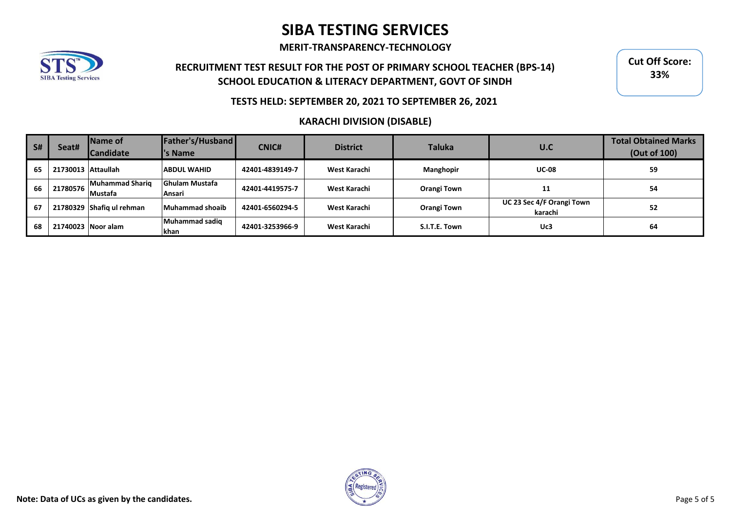# SIBA TESTING SERVICES

**MERIT-TRANSPARENCY-TECHNOLOGY**

## RECRUITMENT TEST RESULT FOR THE POST OF PRIMARY SCHOOL TEACHER (BPS-14)

## SCHOOL EDUCATION & LITERACY DEPARTMENT, GOVT OF SINDH

**Cut Off Score: 33%**

### TESTS HELD: SEPTEMBER 20, 2021 TO SEPTEMBER 26, 2021

### KARACHI DIVISION (DISABLE)

| S# | Seat# | Name of Candidate | Father's/Husband's Name | CNIC# | District | Taluka | U.C | Total Obtained Marks (Out of 100) |
|---|---|---|---|---|---|---|---|---|
| 65 | 21730013 | Attaullah | ABDUL WAHID | 42401-4839149-7 | West Karachi | Manghopir | UC-08 | 59 |
| 66 | 21780576 | Muhammad Shariq Mustafa | Ghulam Mustafa Ansari | 42401-4419575-7 | West Karachi | Orangi Town | 11 | 54 |
| 67 | 21780329 | Shafiq ul rehman | Muhammad shoaib | 42401-6560294-5 | West Karachi | Orangi Town | UC 23 Sec 4/F Orangi Town karachi | 52 |
| 68 | 21740023 | Noor alam | Muhammad sadiq khan | 42401-3253966-9 | West Karachi | S.I.T.E. Town | Uc3 | 64 |

**Note: Data of UCs as given by the candidates.**